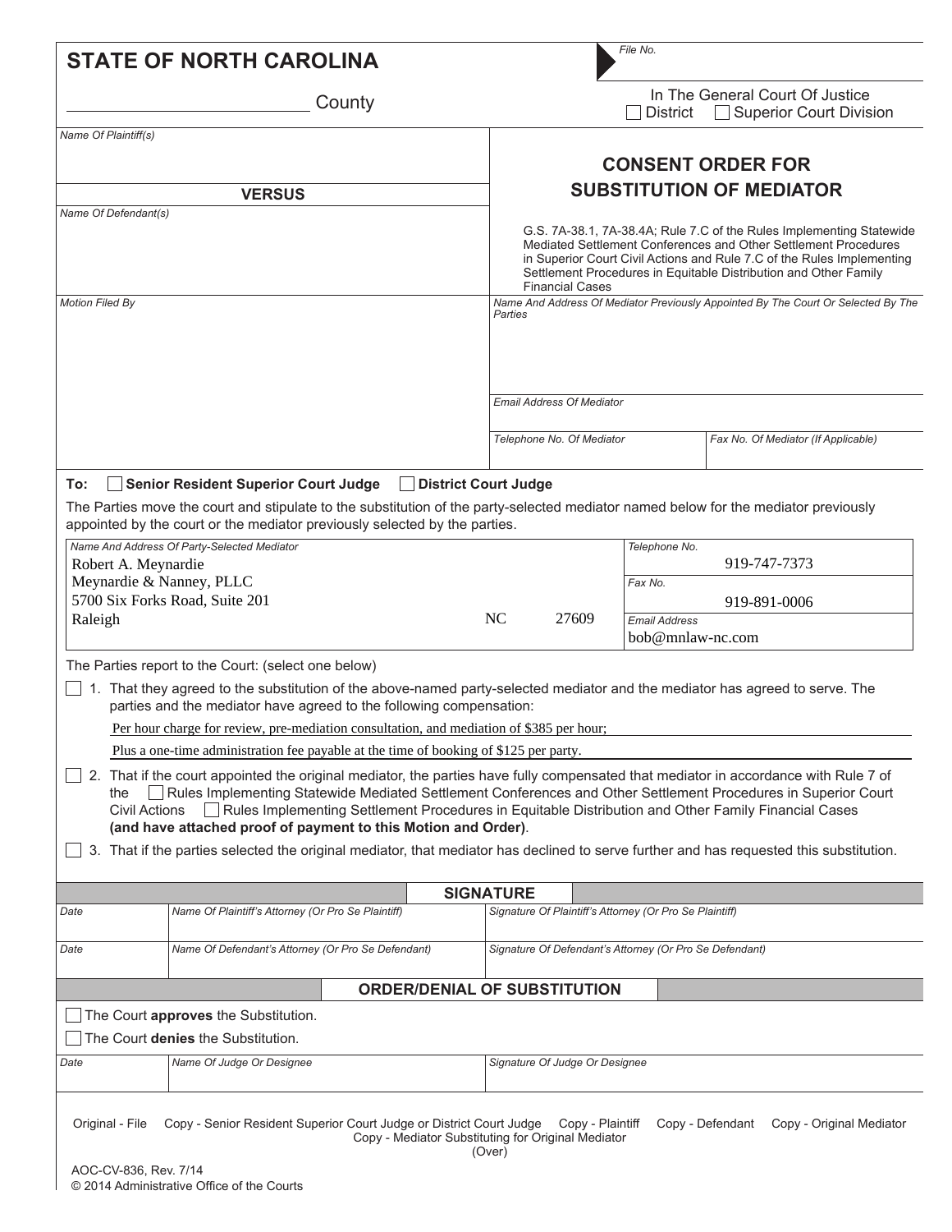# STATE OF NORTH CAROLINA

_________________________ County

File No.

In The General Court Of Justice
☐ District ☐ Superior Court Division

Name Of Plaintiff(s)

**VERSUS**

Name Of Defendant(s)

## CONSENT ORDER FOR SUBSTITUTION OF MEDIATOR

G.S. 7A-38.1, 7A-38.4A; Rule 7.C of the Rules Implementing Statewide Mediated Settlement Conferences and Other Settlement Procedures in Superior Court Civil Actions and Rule 7.C of the Rules Implementing Settlement Procedures in Equitable Distribution and Other Family Financial Cases

Motion Filed By

Name And Address Of Mediator Previously Appointed By The Court Or Selected By The Parties

Email Address Of Mediator

| Telephone No. Of Mediator | Fax No. Of Mediator (If Applicable) |
|---|---|
| | |

To: ☐ **Senior Resident Superior Court Judge** ☐ **District Court Judge**

The Parties move the court and stipulate to the substitution of the party-selected mediator named below for the mediator previously appointed by the court or the mediator previously selected by the parties.

| Name And Address Of Party-Selected Mediator | Telephone No. / Fax No. / Email Address |
|---|---|
| Robert A. Meynardie<br>Meynardie & Nanney, PLLC<br>5700 Six Forks Road, Suite 201<br>Raleigh NC 27609 | Telephone No.: 919-747-7373<br>Fax No.: 919-891-0006<br>Email Address: bob@mnlaw-nc.com |

The Parties report to the Court: (select one below)

☐ 1. That they agreed to the substitution of the above-named party-selected mediator and the mediator has agreed to serve. The parties and the mediator have agreed to the following compensation:

Per hour charge for review, pre-mediation consultation, and mediation of $385 per hour;

Plus a one-time administration fee payable at the time of booking of $125 per party.

☐ 2. That if the court appointed the original mediator, the parties have fully compensated that mediator in accordance with Rule 7 of the ☐ Rules Implementing Statewide Mediated Settlement Conferences and Other Settlement Procedures in Superior Court Civil Actions ☐ Rules Implementing Settlement Procedures in Equitable Distribution and Other Family Financial Cases **(and have attached proof of payment to this Motion and Order)**.

☐ 3. That if the parties selected the original mediator, that mediator has declined to serve further and has requested this substitution.

### SIGNATURE

| Date | Name Of Plaintiff's Attorney (Or Pro Se Plaintiff) | Signature Of Plaintiff's Attorney (Or Pro Se Plaintiff) |
|---|---|---|
| | | |

| Date | Name Of Defendant's Attorney (Or Pro Se Defendant) | Signature Of Defendant's Attorney (Or Pro Se Defendant) |
|---|---|---|
| | | |

### ORDER/DENIAL OF SUBSTITUTION

☐ The Court **approves** the Substitution.

☐ The Court **denies** the Substitution.

| Date | Name Of Judge Or Designee | Signature Of Judge Or Designee |
|---|---|---|
| | | |

Original - File Copy - Senior Resident Superior Court Judge or District Court Judge Copy - Plaintiff Copy - Defendant Copy - Original Mediator Copy - Mediator Substituting for Original Mediator

(Over)

AOC-CV-836, Rev. 7/14
© 2014 Administrative Office of the Courts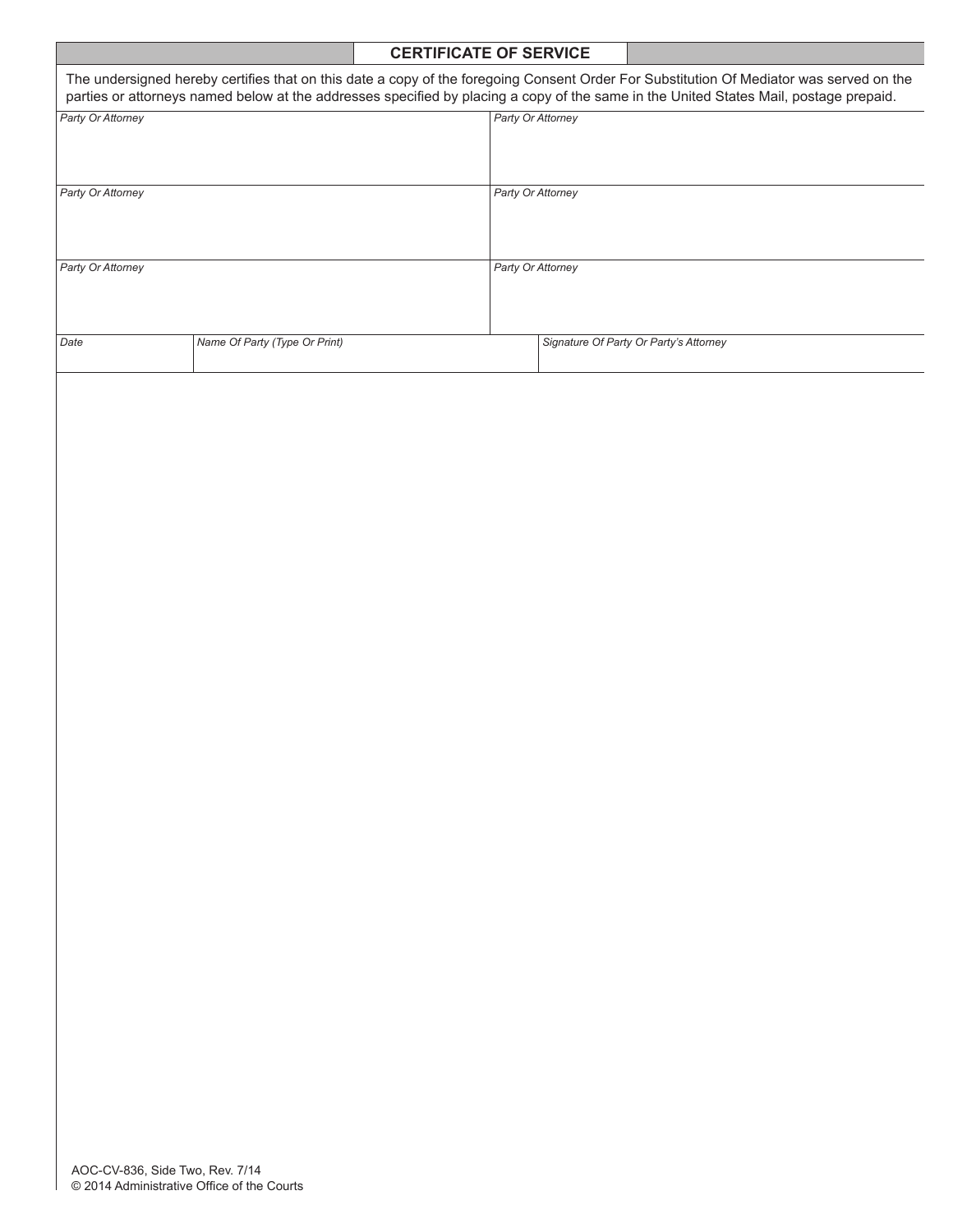## CERTIFICATE OF SERVICE

The undersigned hereby certifies that on this date a copy of the foregoing Consent Order For Substitution Of Mediator was served on the parties or attorneys named below at the addresses specified by placing a copy of the same in the United States Mail, postage prepaid.

| | |
|---|---|
| *Party Or Attorney* | *Party Or Attorney* |
| *Party Or Attorney* | *Party Or Attorney* |
| *Party Or Attorney* | *Party Or Attorney* |

| | | |
|---|---|---|
| *Date* | *Name Of Party (Type Or Print)* | *Signature Of Party Or Party's Attorney* |

AOC-CV-836, Side Two, Rev. 7/14
© 2014 Administrative Office of the Courts